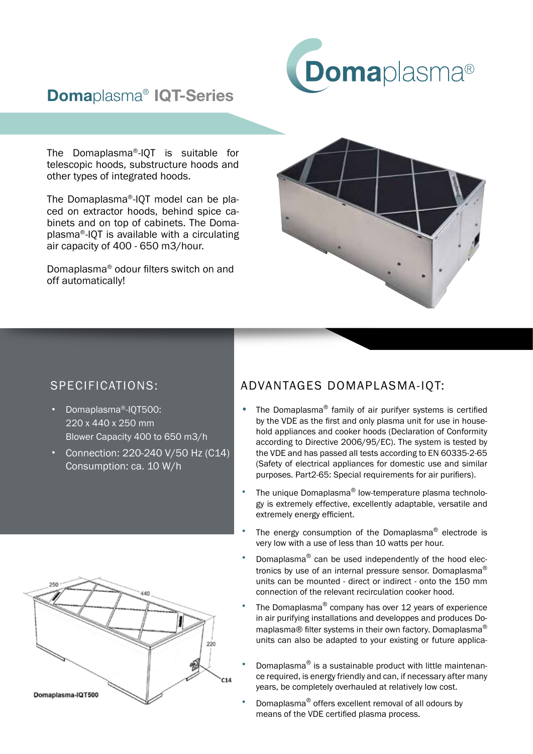# **Doma**plasma® IQT-Series

The Domaplasma®-IQT is suitable for telescopic hoods, substructure hoods and other types of integrated hoods.

The Domaplasma®-IQT model can be placed on extractor hoods, behind spice cabinets and on top of cabinets. The Domaplasma®-IQT is available with a circulating air capacity of 400 - 650 m3/hour.

Domaplasma® odour filters switch on and off automatically!

## SPECIFICATIONS:

- Domaplasma®-IQT500:
  220 x 440 x 250 mm
  Blower Capacity 400 to 650 m3/h
- Connection: 220-240 V/50 Hz (C14)
  Consumption: ca. 10 W/h

Domaplasma-IQT500

## ADVANTAGES DOMAPLASMA-IQT:

- The Domaplasma® family of air purifer systems is certified by the VDE as the first and only plasma unit for use in household appliances and cooker hoods (Declaration of Conformity according to Directive 2006/95/EC). The system is tested by the VDE and has passed all tests according to EN 60335-2-65 (Safety of electrical appliances for domestic use and similar purposes. Part2-65: Special requirements for air purifiers).
- The unique Domaplasma® low-temperature plasma technology is extremely effective, excellently adaptable, versatile and extremely energy efficient.
- The energy consumption of the Domaplasma® electrode is very low with a use of less than 10 watts per hour.
- Domaplasma® can be used independently of the hood electronics by use of an internal pressure sensor. Domaplasma® units can be mounted - direct or indirect - onto the 150 mm connection of the relevant recirculation cooker hood.
- The Domaplasma® company has over 12 years of experience in air purifying installations and developpes and produces Domaplasma® filter systems in their own factory. Domaplasma® units can also be adapted to your existing or future applica-
- Domaplasma® is a sustainable product with little maintenance required, is energy friendly and can, if necessary after many years, be completely overhauled at relatively low cost.
- Domaplasma® offers excellent removal of all odours by means of the VDE certified plasma process.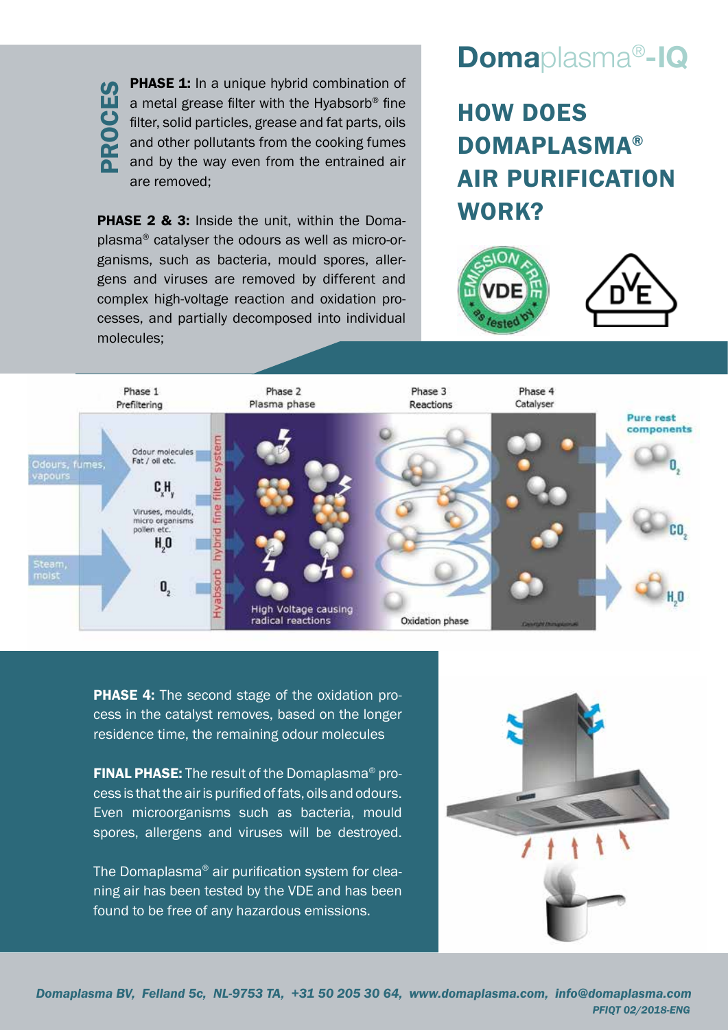# Domaplasma®-IQ

## HOW DOES DOMAPLASMA® AIR PURIFICATION WORK?

**PROCES**

**PHASE 1:** In a unique hybrid combination of a metal grease filter with the Hyabsorb® fine filter, solid particles, grease and fat parts, oils and other pollutants from the cooking fumes and by the way even from the entrained air are removed;

**PHASE 2 & 3:** Inside the unit, within the Domaplasma® catalyser the odours as well as micro-organisms, such as bacteria, mould spores, allergens and viruses are removed by different and complex high-voltage reaction and oxidation processes, and partially decomposed into individual molecules;

Phase 1
Prefiltering

Phase 2
Plasma phase

Phase 3
Reactions

Phase 4
Catalyser

Odours, fumes, vapours

Steam, moist

Odour molecules
Fat / oil etc.

$C_xH_y$

Viruses, moulds, micro organisms pollen etc.

$H_2O$

$O_2$

Hyabsorb hybrid fine filter system

High Voltage causing radical reactions

Oxidation phase

Pure rest components

$O_2$

$CO_2$

$H_2O$

**PHASE 4:** The second stage of the oxidation process in the catalyst removes, based on the longer residence time, the remaining odour molecules

**FINAL PHASE:** The result of the Domaplasma® process is that the air is purified of fats, oils and odours. Even microorganisms such as bacteria, mould spores, allergens and viruses will be destroyed.

The Domaplasma® air purification system for cleaning air has been tested by the VDE and has been found to be free of any hazardous emissions.

*Domaplasma BV, Felland 5c, NL-9753 TA, +31 50 205 30 64, www.domaplasma.com, info@domaplasma.com*

*PFIQT 02/2018-ENG*